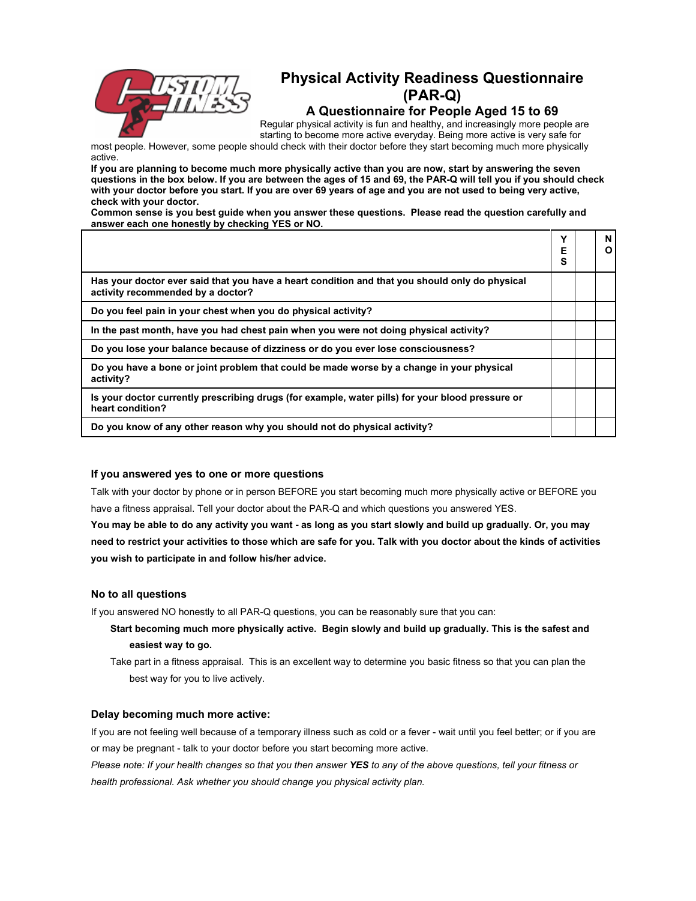# Physical Activity Readiness Questionnaire (PAR-Q)

## A Questionnaire for People Aged 15 to 69

Regular physical activity is fun and healthy, and increasingly more people are starting to become more active everyday. Being more active is very safe for most people. However, some people should check with their doctor before they start becoming much more physically active.

**If you are planning to become much more physically active than you are now, start by answering the seven questions in the box below. If you are between the ages of 15 and 69, the PAR-Q will tell you if you should check with your doctor before you start. If you are over 69 years of age and you are not used to being very active, check with your doctor.**

**Common sense is you best guide when you answer these questions. Please read the question carefully and answer each one honestly by checking YES or NO.**

| | YES | | NO |
|---|---|---|---|
| **Has your doctor ever said that you have a heart condition and that you should only do physical activity recommended by a doctor?** | | | |
| **Do you feel pain in your chest when you do physical activity?** | | | |
| **In the past month, have you had chest pain when you were not doing physical activity?** | | | |
| **Do you lose your balance because of dizziness or do you ever lose consciousness?** | | | |
| **Do you have a bone or joint problem that could be made worse by a change in your physical activity?** | | | |
| **Is your doctor currently prescribing drugs (for example, water pills) for your blood pressure or heart condition?** | | | |
| **Do you know of any other reason why you should not do physical activity?** | | | |

### If you answered yes to one or more questions

Talk with your doctor by phone or in person BEFORE you start becoming much more physically active or BEFORE you have a fitness appraisal. Tell your doctor about the PAR-Q and which questions you answered YES.

**You may be able to do any activity you want - as long as you start slowly and build up gradually. Or, you may need to restrict your activities to those which are safe for you. Talk with you doctor about the kinds of activities you wish to participate in and follow his/her advice.**

### No to all questions

If you answered NO honestly to all PAR-Q questions, you can be reasonably sure that you can:

**Start becoming much more physically active. Begin slowly and build up gradually. This is the safest and easiest way to go.**

Take part in a fitness appraisal. This is an excellent way to determine you basic fitness so that you can plan the best way for you to live actively.

### Delay becoming much more active:

If you are not feeling well because of a temporary illness such as cold or a fever - wait until you feel better; or if you are or may be pregnant - talk to your doctor before you start becoming more active.

*Please note: If your health changes so that you then answer **YES** to any of the above questions, tell your fitness or health professional. Ask whether you should change you physical activity plan.*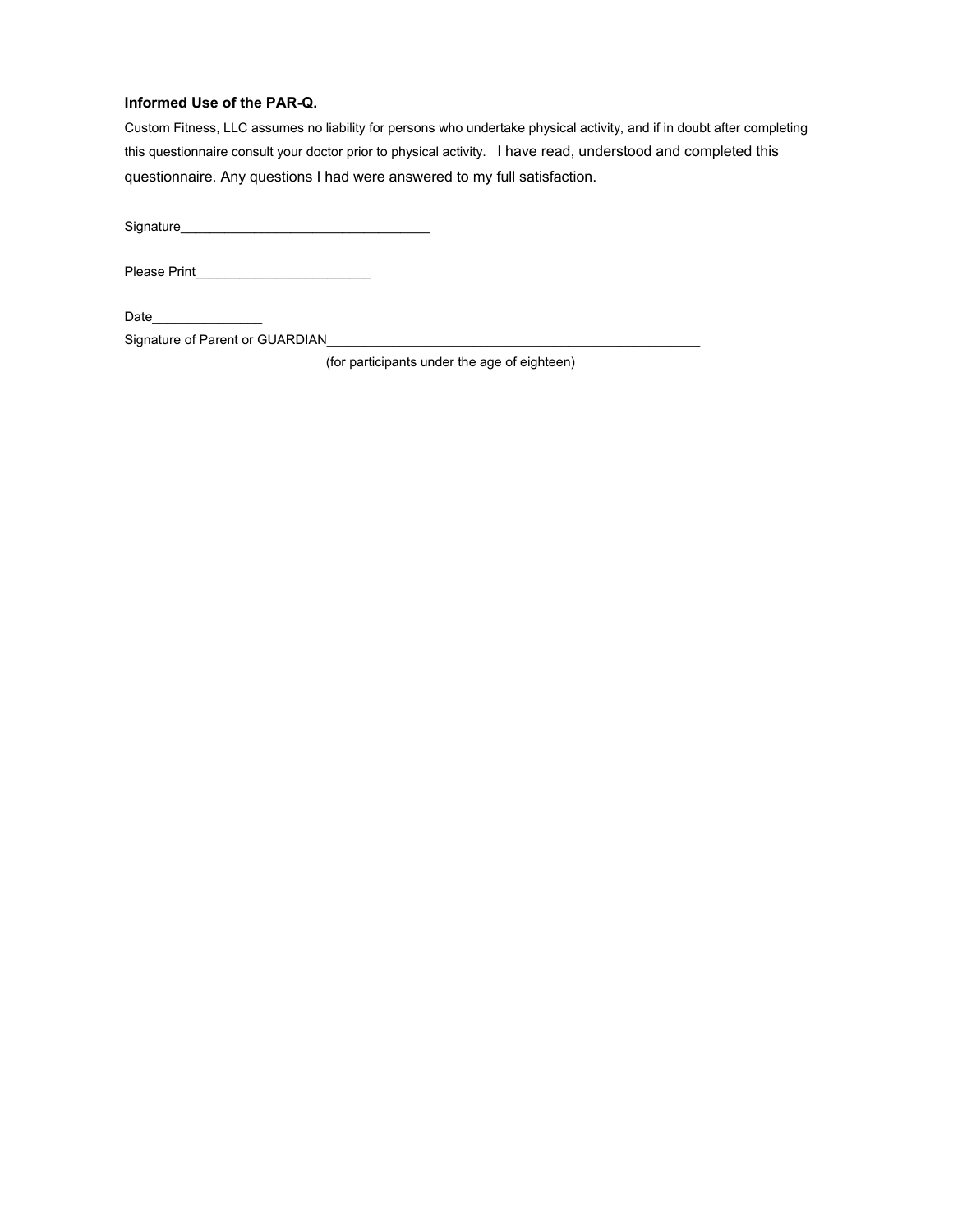**Informed Use of the PAR-Q.**

Custom Fitness, LLC assumes no liability for persons who undertake physical activity, and if in doubt after completing this questionnaire consult your doctor prior to physical activity. I have read, understood and completed this questionnaire. Any questions I had were answered to my full satisfaction.

Signature___________________________________

Please Print_________________________

Date_______________

Signature of Parent or GUARDIAN_____________________________________________________

(for participants under the age of eighteen)